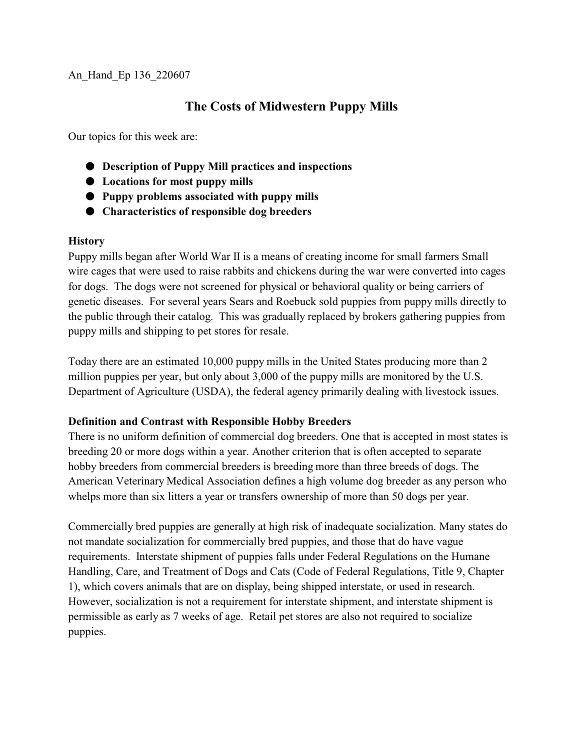An_Hand_Ep 136_220607

# The Costs of Midwestern Puppy Mills

Our topics for this week are:

- **Description of Puppy Mill practices and inspections**
- **Locations for most puppy mills**
- **Puppy problems associated with puppy mills**
- **Characteristics of responsible dog breeders**

**History**

Puppy mills began after World War II is a means of creating income for small farmers Small wire cages that were used to raise rabbits and chickens during the war were converted into cages for dogs. The dogs were not screened for physical or behavioral quality or being carriers of genetic diseases. For several years Sears and Roebuck sold puppies from puppy mills directly to the public through their catalog. This was gradually replaced by brokers gathering puppies from puppy mills and shipping to pet stores for resale.

Today there are an estimated 10,000 puppy mills in the United States producing more than 2 million puppies per year, but only about 3,000 of the puppy mills are monitored by the U.S. Department of Agriculture (USDA), the federal agency primarily dealing with livestock issues.

**Definition and Contrast with Responsible Hobby Breeders**

There is no uniform definition of commercial dog breeders. One that is accepted in most states is breeding 20 or more dogs within a year. Another criterion that is often accepted to separate hobby breeders from commercial breeders is breeding more than three breeds of dogs. The American Veterinary Medical Association defines a high volume dog breeder as any person who whelps more than six litters a year or transfers ownership of more than 50 dogs per year.

Commercially bred puppies are generally at high risk of inadequate socialization. Many states do not mandate socialization for commercially bred puppies, and those that do have vague requirements. Interstate shipment of puppies falls under Federal Regulations on the Humane Handling, Care, and Treatment of Dogs and Cats (Code of Federal Regulations, Title 9, Chapter 1), which covers animals that are on display, being shipped interstate, or used in research. However, socialization is not a requirement for interstate shipment, and interstate shipment is permissible as early as 7 weeks of age. Retail pet stores are also not required to socialize puppies.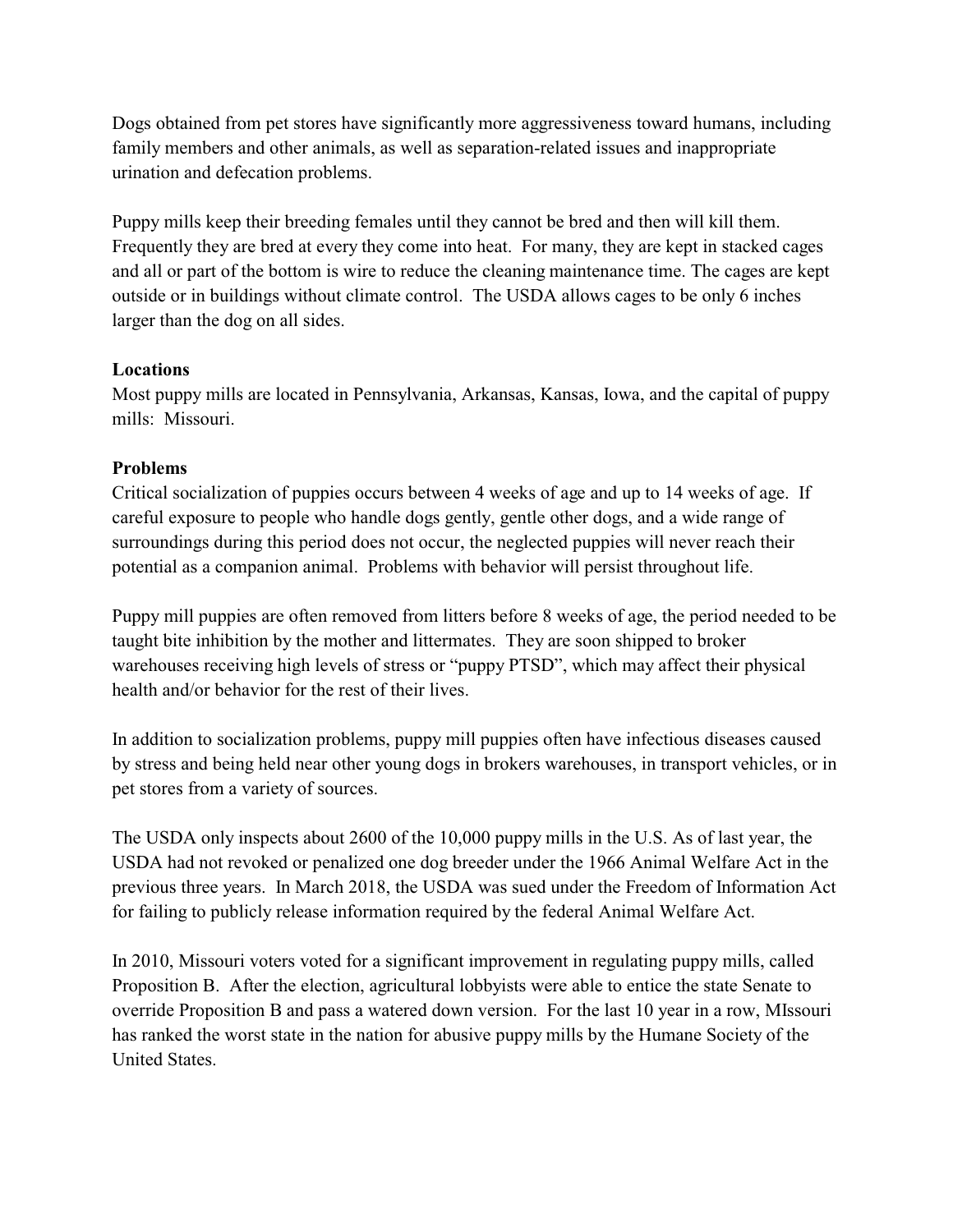Dogs obtained from pet stores have significantly more aggressiveness toward humans, including family members and other animals, as well as separation-related issues and inappropriate urination and defecation problems.

Puppy mills keep their breeding females until they cannot be bred and then will kill them. Frequently they are bred at every they come into heat. For many, they are kept in stacked cages and all or part of the bottom is wire to reduce the cleaning maintenance time. The cages are kept outside or in buildings without climate control. The USDA allows cages to be only 6 inches larger than the dog on all sides.

**Locations**

Most puppy mills are located in Pennsylvania, Arkansas, Kansas, Iowa, and the capital of puppy mills: Missouri.

**Problems**

Critical socialization of puppies occurs between 4 weeks of age and up to 14 weeks of age. If careful exposure to people who handle dogs gently, gentle other dogs, and a wide range of surroundings during this period does not occur, the neglected puppies will never reach their potential as a companion animal. Problems with behavior will persist throughout life.

Puppy mill puppies are often removed from litters before 8 weeks of age, the period needed to be taught bite inhibition by the mother and littermates. They are soon shipped to broker warehouses receiving high levels of stress or "puppy PTSD", which may affect their physical health and/or behavior for the rest of their lives.

In addition to socialization problems, puppy mill puppies often have infectious diseases caused by stress and being held near other young dogs in brokers warehouses, in transport vehicles, or in pet stores from a variety of sources.

The USDA only inspects about 2600 of the 10,000 puppy mills in the U.S. As of last year, the USDA had not revoked or penalized one dog breeder under the 1966 Animal Welfare Act in the previous three years. In March 2018, the USDA was sued under the Freedom of Information Act for failing to publicly release information required by the federal Animal Welfare Act.

In 2010, Missouri voters voted for a significant improvement in regulating puppy mills, called Proposition B. After the election, agricultural lobbyists were able to entice the state Senate to override Proposition B and pass a watered down version. For the last 10 year in a row, MIssouri has ranked the worst state in the nation for abusive puppy mills by the Humane Society of the United States.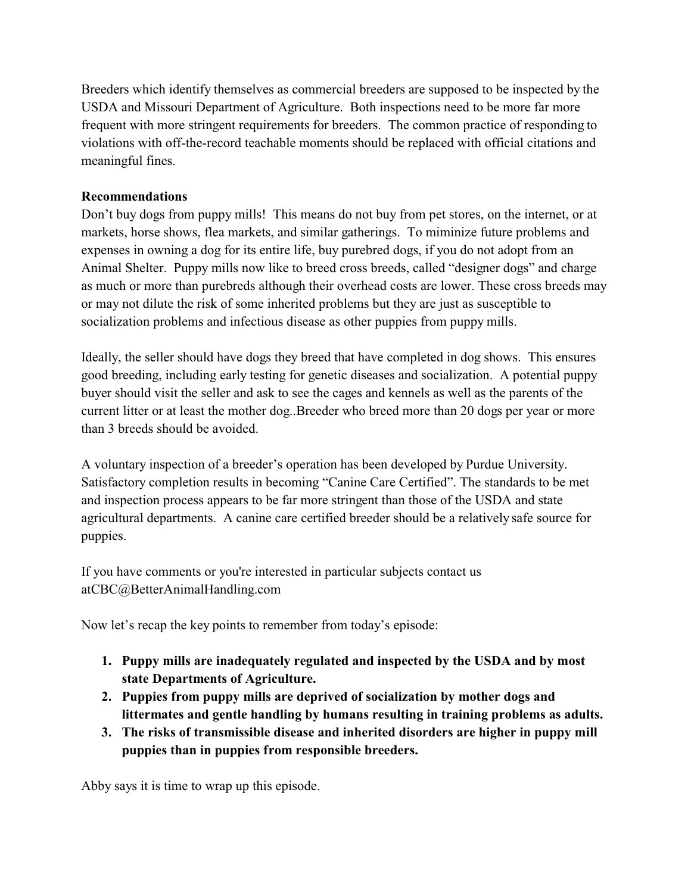Breeders which identify themselves as commercial breeders are supposed to be inspected by the USDA and Missouri Department of Agriculture. Both inspections need to be more far more frequent with more stringent requirements for breeders. The common practice of responding to violations with off-the-record teachable moments should be replaced with official citations and meaningful fines.

**Recommendations**

Don't buy dogs from puppy mills! This means do not buy from pet stores, on the internet, or at markets, horse shows, flea markets, and similar gatherings. To miminize future problems and expenses in owning a dog for its entire life, buy purebred dogs, if you do not adopt from an Animal Shelter. Puppy mills now like to breed cross breeds, called "designer dogs" and charge as much or more than purebreds although their overhead costs are lower. These cross breeds may or may not dilute the risk of some inherited problems but they are just as susceptible to socialization problems and infectious disease as other puppies from puppy mills.

Ideally, the seller should have dogs they breed that have completed in dog shows. This ensures good breeding, including early testing for genetic diseases and socialization. A potential puppy buyer should visit the seller and ask to see the cages and kennels as well as the parents of the current litter or at least the mother dog..Breeder who breed more than 20 dogs per year or more than 3 breeds should be avoided.

A voluntary inspection of a breeder's operation has been developed by Purdue University. Satisfactory completion results in becoming "Canine Care Certified". The standards to be met and inspection process appears to be far more stringent than those of the USDA and state agricultural departments. A canine care certified breeder should be a relatively safe source for puppies.

If you have comments or you're interested in particular subjects contact us atCBC@BetterAnimalHandling.com

Now let's recap the key points to remember from today's episode:

1. **Puppy mills are inadequately regulated and inspected by the USDA and by most state Departments of Agriculture.**
2. **Puppies from puppy mills are deprived of socialization by mother dogs and littermates and gentle handling by humans resulting in training problems as adults.**
3. **The risks of transmissible disease and inherited disorders are higher in puppy mill puppies than in puppies from responsible breeders.**

Abby says it is time to wrap up this episode.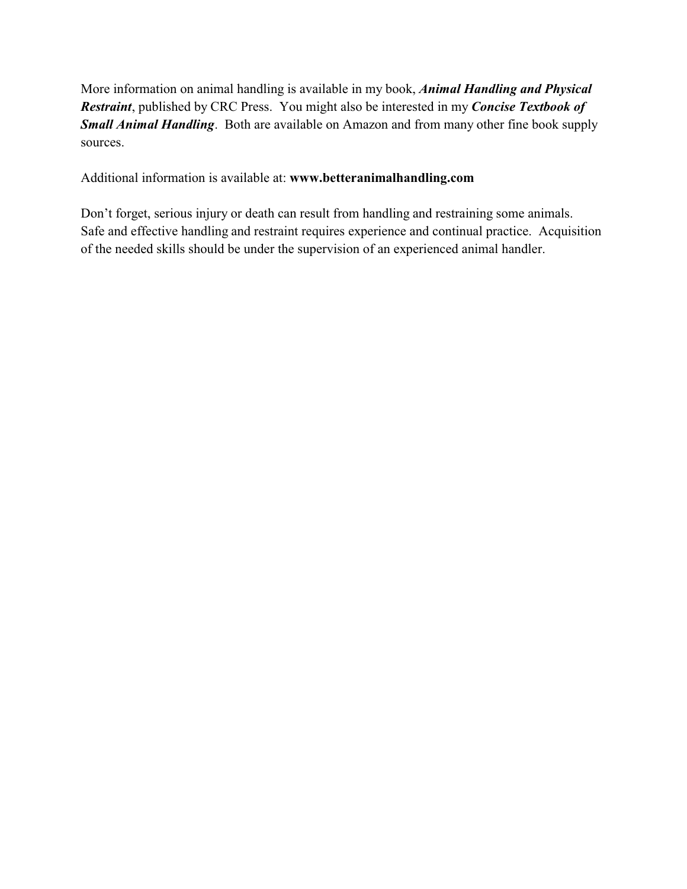More information on animal handling is available in my book, ***Animal Handling and Physical Restraint***, published by CRC Press. You might also be interested in my ***Concise Textbook of Small Animal Handling***. Both are available on Amazon and from many other fine book supply sources.

Additional information is available at: **www.betteranimalhandling.com**

Don't forget, serious injury or death can result from handling and restraining some animals. Safe and effective handling and restraint requires experience and continual practice. Acquisition of the needed skills should be under the supervision of an experienced animal handler.